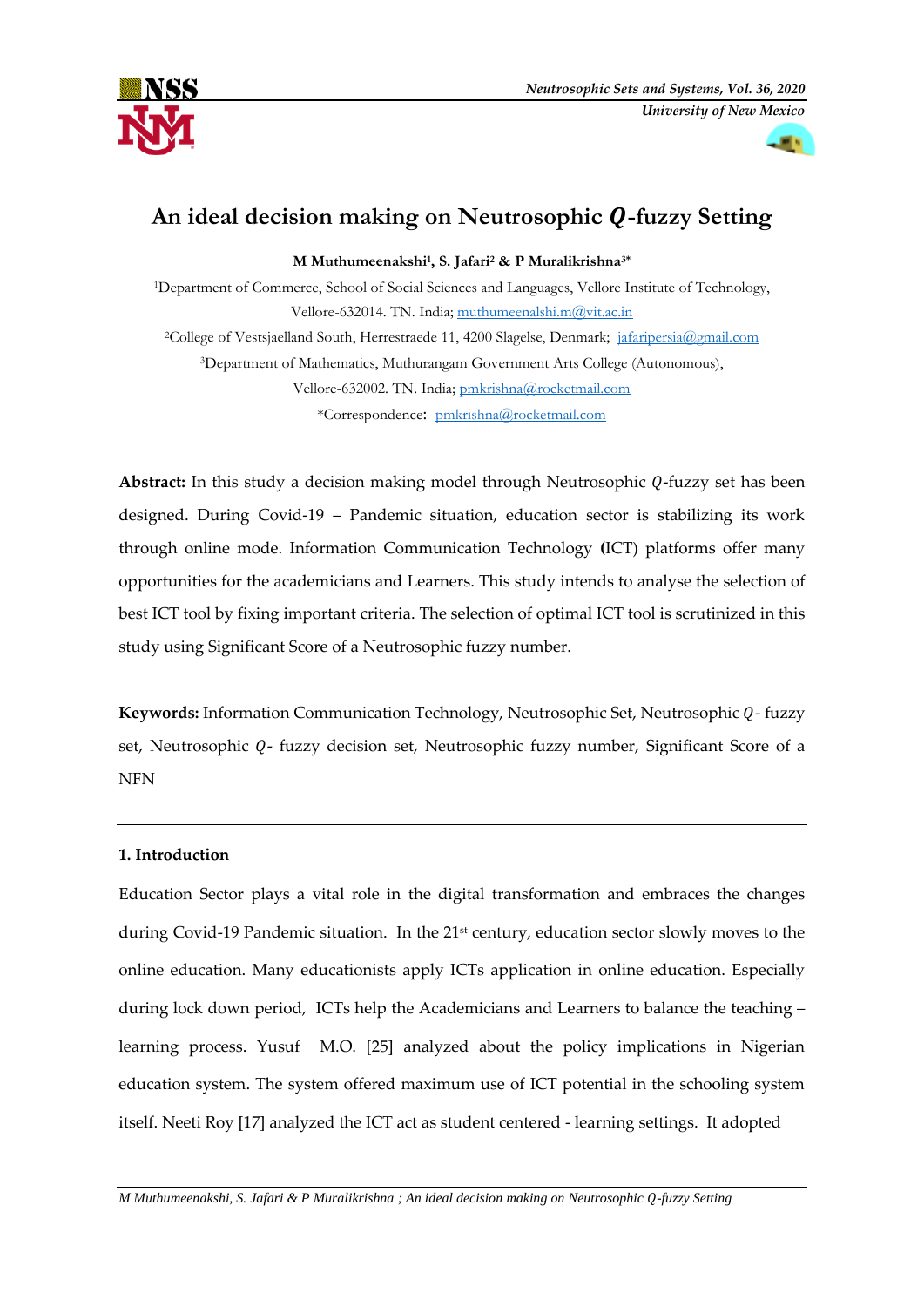# An ideal decision making on Neutrosophic $Q$-fuzzy Setting

**M Muthumeenakshi[1], S. Jafari[2] & P Muralikrishna[3*]**

[1]Department of Commerce, School of Social Sciences and Languages, Vellore Institute of Technology, Vellore-632014. TN. India; muthumeenalshi.m@vit.ac.in

[2]College of Vestsjaelland South, Herrestraede 11, 4200 Slagelse, Denmark; jafaripersia@gmail.com

[3]Department of Mathematics, Muthurangam Government Arts College (Autonomous), Vellore-632002. TN. India; pmkrishna@rocketmail.com

*Correspondence: pmkrishna@rocketmail.com

**Abstract:** In this study a decision making model through Neutrosophic $Q$-fuzzy set has been designed. During Covid-19 – Pandemic situation, education sector is stabilizing its work through online mode. Information Communication Technology **(**ICT) platforms offer many opportunities for the academicians and Learners. This study intends to analyse the selection of best ICT tool by fixing important criteria. The selection of optimal ICT tool is scrutinized in this study using Significant Score of a Neutrosophic fuzzy number.

**Keywords:** Information Communication Technology, Neutrosophic Set, Neutrosophic $Q$- fuzzy set, Neutrosophic $Q$- fuzzy decision set, Neutrosophic fuzzy number, Significant Score of a NFN

## 1. Introduction

Education Sector plays a vital role in the digital transformation and embraces the changes during Covid-19 Pandemic situation. In the 21st century, education sector slowly moves to the online education. Many educationists apply ICTs application in online education. Especially during lock down period, ICTs help the Academicians and Learners to balance the teaching – learning process. Yusuf M.O. [25] analyzed about the policy implications in Nigerian education system. The system offered maximum use of ICT potential in the schooling system itself. Neeti Roy [17] analyzed the ICT act as student centered - learning settings. It adopted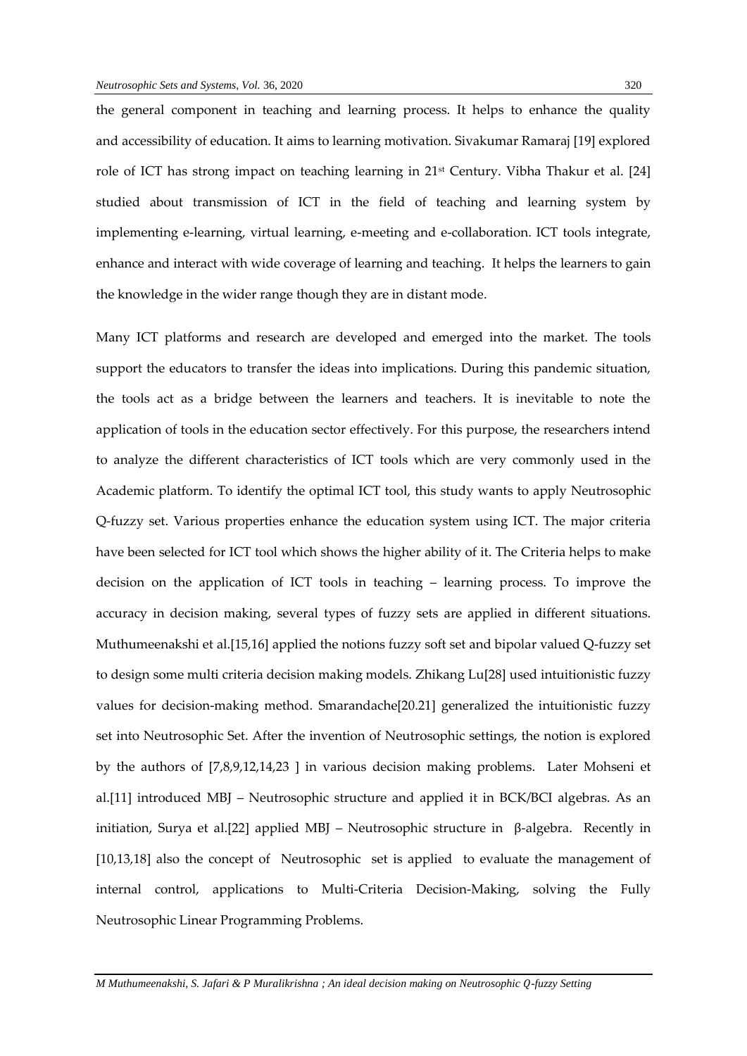the general component in teaching and learning process. It helps to enhance the quality and accessibility of education. It aims to learning motivation. Sivakumar Ramaraj [19] explored role of ICT has strong impact on teaching learning in 21st Century. Vibha Thakur et al. [24] studied about transmission of ICT in the field of teaching and learning system by implementing e-learning, virtual learning, e-meeting and e-collaboration. ICT tools integrate, enhance and interact with wide coverage of learning and teaching. It helps the learners to gain the knowledge in the wider range though they are in distant mode.

Many ICT platforms and research are developed and emerged into the market. The tools support the educators to transfer the ideas into implications. During this pandemic situation, the tools act as a bridge between the learners and teachers. It is inevitable to note the application of tools in the education sector effectively. For this purpose, the researchers intend to analyze the different characteristics of ICT tools which are very commonly used in the Academic platform. To identify the optimal ICT tool, this study wants to apply Neutrosophic Q-fuzzy set. Various properties enhance the education system using ICT. The major criteria have been selected for ICT tool which shows the higher ability of it. The Criteria helps to make decision on the application of ICT tools in teaching – learning process. To improve the accuracy in decision making, several types of fuzzy sets are applied in different situations. Muthumeenakshi et al.[15,16] applied the notions fuzzy soft set and bipolar valued Q-fuzzy set to design some multi criteria decision making models. Zhikang Lu[28] used intuitionistic fuzzy values for decision-making method. Smarandache[20.21] generalized the intuitionistic fuzzy set into Neutrosophic Set. After the invention of Neutrosophic settings, the notion is explored by the authors of [7,8,9,12,14,23 ] in various decision making problems. Later Mohseni et al.[11] introduced MBJ – Neutrosophic structure and applied it in BCK/BCI algebras. As an initiation, Surya et al.[22] applied MBJ – Neutrosophic structure in β-algebra. Recently in [10,13,18] also the concept of Neutrosophic set is applied to evaluate the management of internal control, applications to Multi-Criteria Decision-Making, solving the Fully Neutrosophic Linear Programming Problems.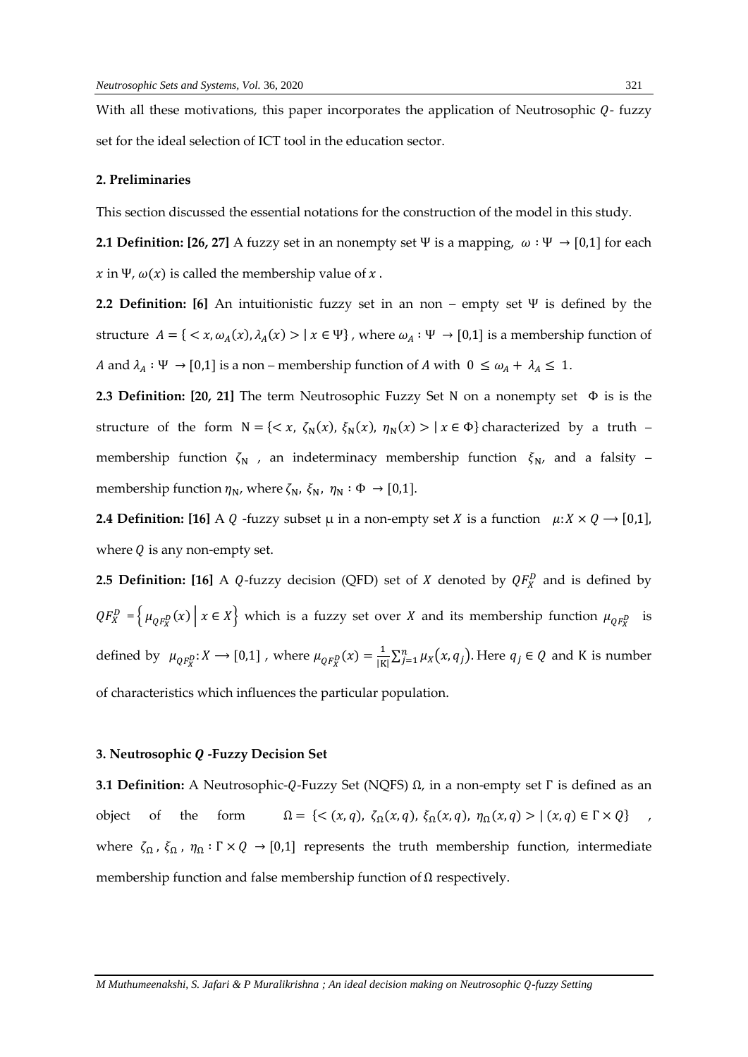With all these motivations, this paper incorporates the application of Neutrosophic $Q$- fuzzy set for the ideal selection of ICT tool in the education sector.

## 2. Preliminaries

This section discussed the essential notations for the construction of the model in this study.

**2.1 Definition: [26, 27]** A fuzzy set in an nonempty set $\Psi$ is a mapping, $\omega : \Psi \rightarrow [0,1]$ for each $x$ in $\Psi$, $\omega(x)$ is called the membership value of $x$ .

**2.2 Definition: [6]** An intuitionistic fuzzy set in an non – empty set $\Psi$ is defined by the structure $A = \{ < x, \omega_A(x), \lambda_A(x) > | \; x \in \Psi\}$ , where $\omega_A : \Psi \rightarrow [0,1]$ is a membership function of $A$ and $\lambda_A : \Psi \rightarrow [0,1]$ is a non – membership function of $A$ with $0 \leq \omega_A + \lambda_A \leq 1$.

**2.3 Definition: [20, 21]** The term Neutrosophic Fuzzy Set N on a nonempty set $\Phi$ is is the structure of the form $\mathrm{N} = \{< x, \; \zeta_{\mathrm{N}}(x), \; \xi_{\mathrm{N}}(x), \; \eta_{\mathrm{N}}(x) > | \; x \in \Phi\}$ characterized by a truth – membership function $\zeta_{\mathrm{N}}$ , an indeterminacy membership function $\xi_{\mathrm{N}}$, and a falsity – membership function $\eta_{\mathrm{N}}$, where $\zeta_{\mathrm{N}}, \; \xi_{\mathrm{N}}, \; \eta_{\mathrm{N}} : \Phi \rightarrow [0,1]$.

**2.4 Definition: [16]** A $Q$ -fuzzy subset μ in a non-empty set $X$ is a function $\mu: X \times Q \longrightarrow [0,1]$, where $Q$ is any non-empty set.

**2.5 Definition: [16]** A $Q$-fuzzy decision (QFD) set of $X$ denoted by $QF_X^D$ and is defined by $QF_X^D = \left\{ \mu_{QF_X^D}(x) \;\middle|\; x \in X \right\}$ which is a fuzzy set over $X$ and its membership function $\mu_{QF_X^D}$ is defined by $\mu_{QF_X^D}: X \longrightarrow [0,1]$ , where $\mu_{QF_X^D}(x) = \frac{1}{|\mathrm{K}|}\sum_{j=1}^{n} \mu_X(x, q_j)$. Here $q_j \in Q$ and K is number of characteristics which influences the particular population.

## 3. Neutrosophic $Q$ -Fuzzy Decision Set

**3.1 Definition:** A Neutrosophic-$Q$-Fuzzy Set (NQFS) $\Omega$, in a non-empty set $\Gamma$ is defined as an object of the form $\Omega = \{< (x, q), \; \zeta_\Omega(x, q), \; \xi_\Omega(x, q), \; \eta_\Omega(x, q) > | \; (x, q) \in \Gamma \times Q\}$ , where $\zeta_\Omega, \xi_\Omega, \eta_\Omega : \Gamma \times Q \rightarrow [0,1]$ represents the truth membership function, intermediate membership function and false membership function of $\Omega$ respectively.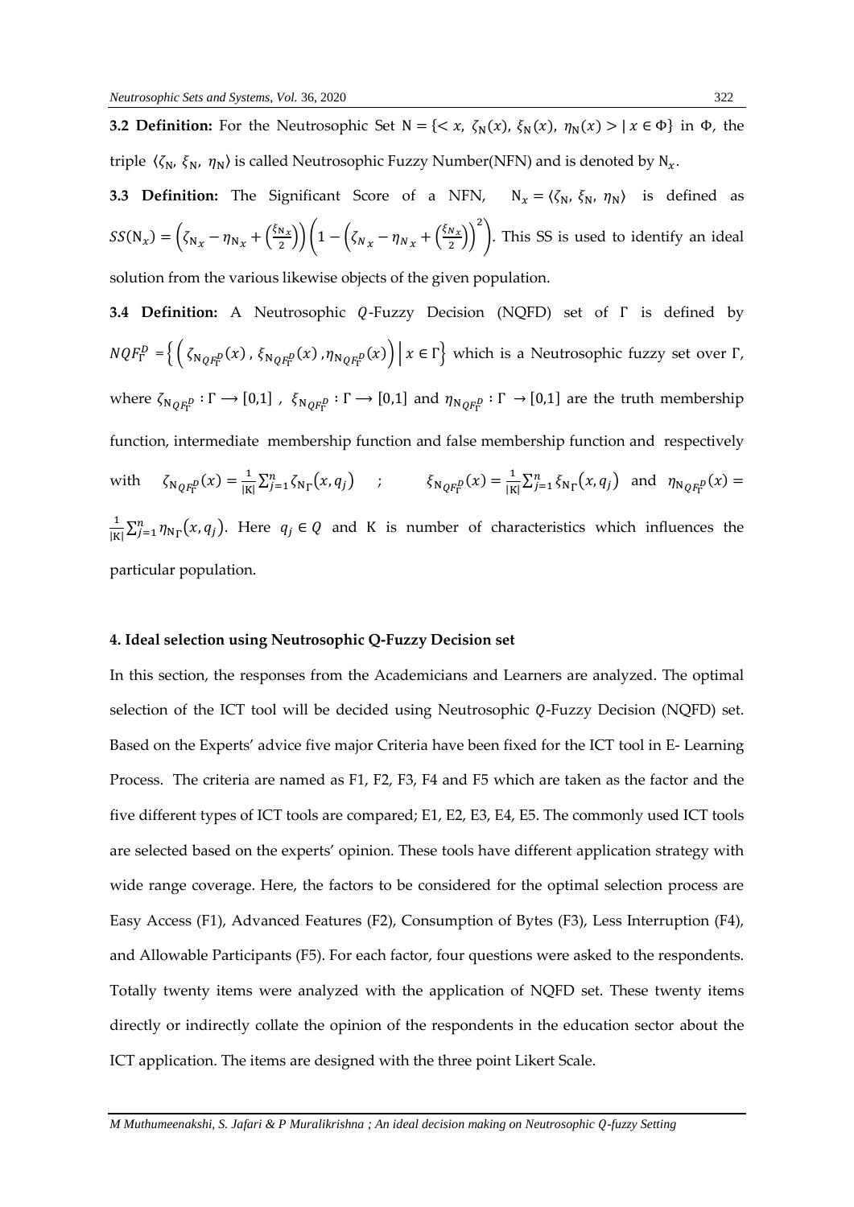**3.2 Definition:** For the Neutrosophic Set $\mathrm{N} = \{< x,\ \zeta_{\mathrm{N}}(x),\ \xi_{\mathrm{N}}(x),\ \eta_{\mathrm{N}}(x) > \mid x \in \Phi\}$ in $\Phi$, the triple $\langle \zeta_{\mathrm{N}},\ \xi_{\mathrm{N}},\ \eta_{\mathrm{N}} \rangle$ is called Neutrosophic Fuzzy Number(NFN) and is denoted by $\mathrm{N}_x$.

**3.3 Definition:** The Significant Score of a NFN, $\mathrm{N}_x = \langle \zeta_{\mathrm{N}},\ \xi_{\mathrm{N}},\ \eta_{\mathrm{N}} \rangle$ is defined as $SS(\mathrm{N}_x) = \left(\zeta_{\mathrm{N}_x} - \eta_{\mathrm{N}_x} + \left(\frac{\xi_{\mathrm{N}_x}}{2}\right)\right)\left(1 - \left(\zeta_{N_x} - \eta_{N_x} + \left(\frac{\xi_{N_x}}{2}\right)\right)^2\right)$. This SS is used to identify an ideal solution from the various likewise objects of the given population.

**3.4 Definition:** A Neutrosophic $Q$-Fuzzy Decision (NQFD) set of $\Gamma$ is defined by $NQF_{\Gamma}^{D} = \left\{ \left( \zeta_{\mathrm{N}_{QF_{\Gamma}^{D}}}(x)\ ,\ \xi_{\mathrm{N}_{QF_{\Gamma}^{D}}}(x)\ ,\eta_{\mathrm{N}_{QF_{\Gamma}^{D}}}(x) \right) \middle|\ x \in \Gamma \right\}$ which is a Neutrosophic fuzzy set over $\Gamma$, where $\zeta_{\mathrm{N}_{QF_{\Gamma}^{D}}} : \Gamma \longrightarrow [0,1]$ , $\xi_{\mathrm{N}_{QF_{\Gamma}^{D}}} : \Gamma \longrightarrow [0,1]$ and $\eta_{\mathrm{N}_{QF_{\Gamma}^{D}}} : \Gamma \rightarrow [0,1]$ are the truth membership function, intermediate membership function and false membership function and respectively with $\zeta_{\mathrm{N}_{QF_{\Gamma}^{D}}}(x) = \frac{1}{|\mathrm{K}|}\sum_{j=1}^{n} \zeta_{\mathrm{N}_{\Gamma}}(x, q_j)$ ; $\xi_{\mathrm{N}_{QF_{\Gamma}^{D}}}(x) = \frac{1}{|\mathrm{K}|}\sum_{j=1}^{n} \xi_{\mathrm{N}_{\Gamma}}(x, q_j)$ and $\eta_{\mathrm{N}_{QF_{\Gamma}^{D}}}(x) = \frac{1}{|\mathrm{K}|}\sum_{j=1}^{n} \eta_{\mathrm{N}_{\Gamma}}(x, q_j)$. Here $q_j \in Q$ and K is number of characteristics which influences the particular population.

## 4. Ideal selection using Neutrosophic Q-Fuzzy Decision set

In this section, the responses from the Academicians and Learners are analyzed. The optimal selection of the ICT tool will be decided using Neutrosophic $Q$-Fuzzy Decision (NQFD) set. Based on the Experts' advice five major Criteria have been fixed for the ICT tool in E- Learning Process. The criteria are named as F1, F2, F3, F4 and F5 which are taken as the factor and the five different types of ICT tools are compared; E1, E2, E3, E4, E5. The commonly used ICT tools are selected based on the experts' opinion. These tools have different application strategy with wide range coverage. Here, the factors to be considered for the optimal selection process are Easy Access (F1), Advanced Features (F2), Consumption of Bytes (F3), Less Interruption (F4), and Allowable Participants (F5). For each factor, four questions were asked to the respondents. Totally twenty items were analyzed with the application of NQFD set. These twenty items directly or indirectly collate the opinion of the respondents in the education sector about the ICT application. The items are designed with the three point Likert Scale.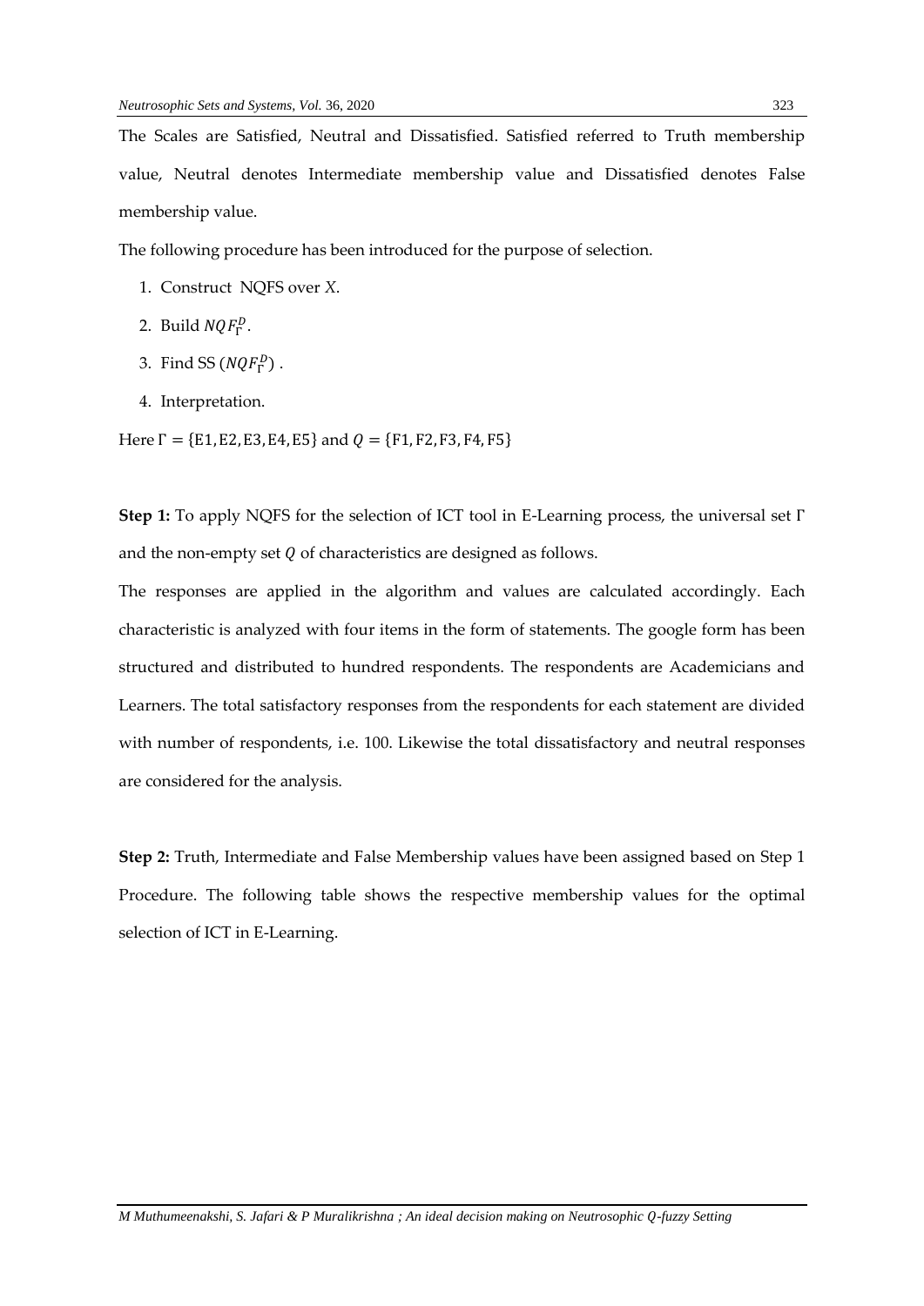The Scales are Satisfied, Neutral and Dissatisfied. Satisfied referred to Truth membership value, Neutral denotes Intermediate membership value and Dissatisfied denotes False membership value.

The following procedure has been introduced for the purpose of selection.

1. Construct NQFS over $X$.
2. Build $NQF_{\Gamma}^{D}$.
3. Find SS $(NQF_{\Gamma}^{D})$ .
4. Interpretation.

Here $\Gamma = \{E1, E2, E3, E4, E5\}$ and $Q = \{F1, F2, F3, F4, F5\}$

**Step 1:** To apply NQFS for the selection of ICT tool in E-Learning process, the universal set $\Gamma$ and the non-empty set $Q$ of characteristics are designed as follows.

The responses are applied in the algorithm and values are calculated accordingly. Each characteristic is analyzed with four items in the form of statements. The google form has been structured and distributed to hundred respondents. The respondents are Academicians and Learners. The total satisfactory responses from the respondents for each statement are divided with number of respondents, i.e. 100. Likewise the total dissatisfactory and neutral responses are considered for the analysis.

**Step 2:** Truth, Intermediate and False Membership values have been assigned based on Step 1 Procedure. The following table shows the respective membership values for the optimal selection of ICT in E-Learning.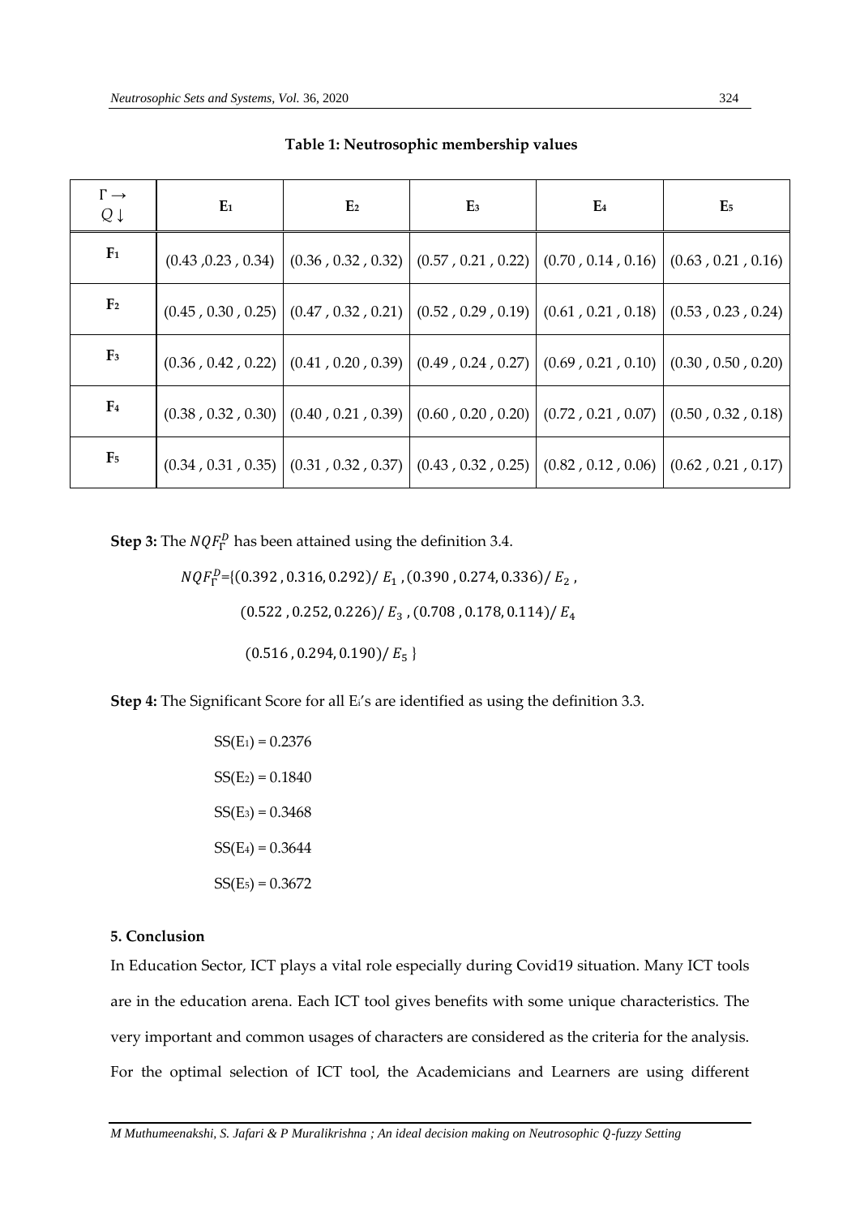**Table 1: Neutrosophic membership values**

| $\Gamma \rightarrow$ $Q \downarrow$ | $E_1$ | $E_2$ | $E_3$ | $E_4$ | $E_5$ |
|---|---|---|---|---|---|
| $F_1$ | (0.43 ,0.23 , 0.34) | (0.36 , 0.32 , 0.32) | (0.57 , 0.21 , 0.22) | (0.70 , 0.14 , 0.16) | (0.63 , 0.21 , 0.16) |
| $F_2$ | (0.45 , 0.30 , 0.25) | (0.47 , 0.32 , 0.21) | (0.52 , 0.29 , 0.19) | (0.61 , 0.21 , 0.18) | (0.53 , 0.23 , 0.24) |
| $F_3$ | (0.36 , 0.42 , 0.22) | (0.41 , 0.20 , 0.39) | (0.49 , 0.24 , 0.27) | (0.69 , 0.21 , 0.10) | (0.30 , 0.50 , 0.20) |
| $F_4$ | (0.38 , 0.32 , 0.30) | (0.40 , 0.21 , 0.39) | (0.60 , 0.20 , 0.20) | (0.72 , 0.21 , 0.07) | (0.50 , 0.32 , 0.18) |
| $F_5$ | (0.34 , 0.31 , 0.35) | (0.31 , 0.32 , 0.37) | (0.43 , 0.32 , 0.25) | (0.82 , 0.12 , 0.06) | (0.62 , 0.21 , 0.17) |

**Step 3:** The $NQF_{\Gamma}^{D}$ has been attained using the definition 3.4.

$$NQF_{\Gamma}^{D}=\{(0.392\,,0.316, 0.292)/\,E_1\,,(0.390\,,0.274, 0.336)/\,E_2\,,$$
$$(0.522\,,0.252, 0.226)/\,E_3\,,(0.708\,,0.178, 0.114)/\,E_4$$
$$(0.516\,,0.294, 0.190)/\,E_5\,\}$$

**Step 4:** The Significant Score for all $E_i$'s are identified as using the definition 3.3.

$SS(E_1) = 0.2376$

$SS(E_2) = 0.1840$

$SS(E_3) = 0.3468$

$SS(E_4) = 0.3644$

$SS(E_5) = 0.3672$

## 5. Conclusion

In Education Sector, ICT plays a vital role especially during Covid19 situation. Many ICT tools are in the education arena. Each ICT tool gives benefits with some unique characteristics. The very important and common usages of characters are considered as the criteria for the analysis. For the optimal selection of ICT tool, the Academicians and Learners are using different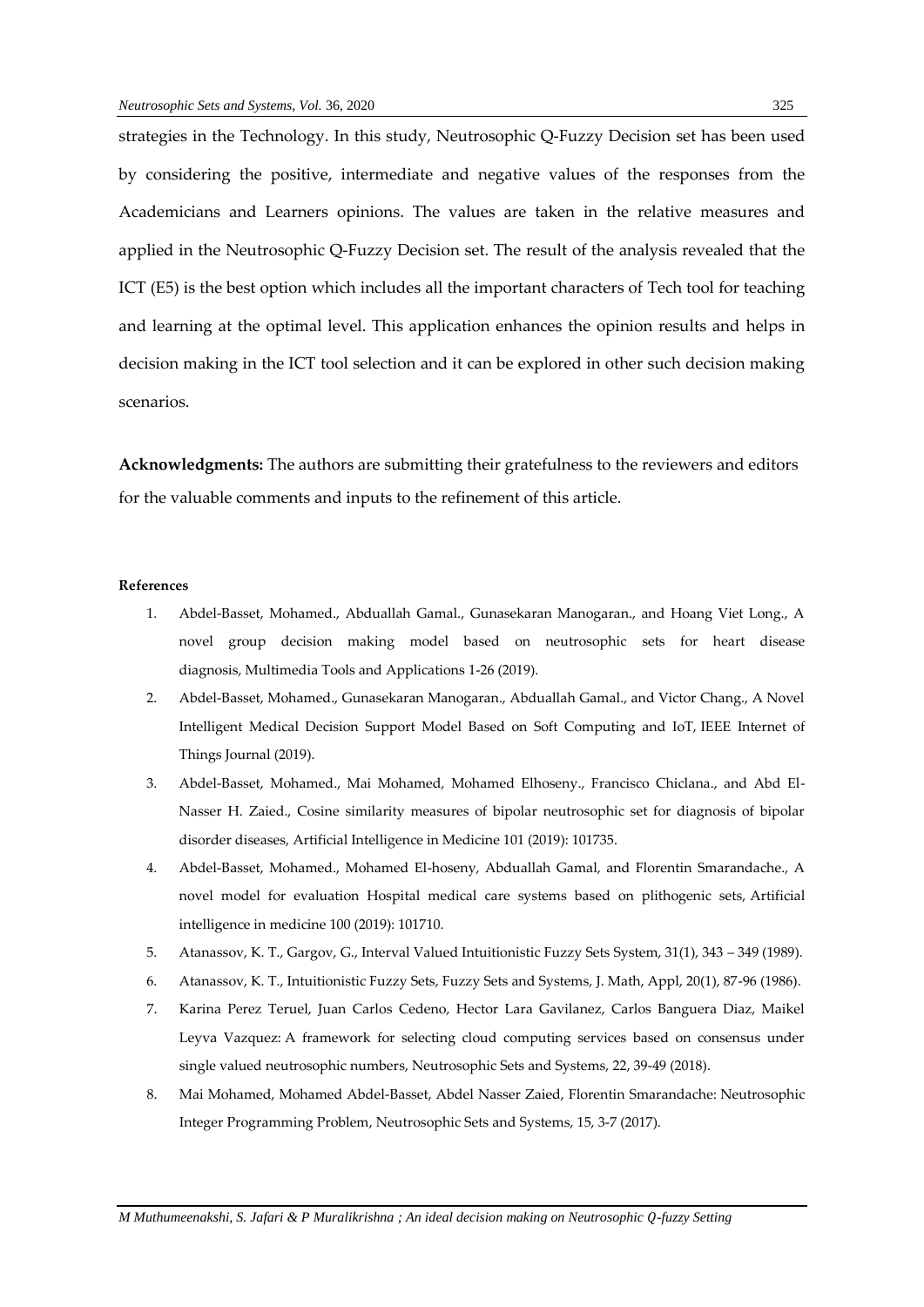strategies in the Technology. In this study, Neutrosophic Q-Fuzzy Decision set has been used by considering the positive, intermediate and negative values of the responses from the Academicians and Learners opinions. The values are taken in the relative measures and applied in the Neutrosophic Q-Fuzzy Decision set. The result of the analysis revealed that the ICT (E5) is the best option which includes all the important characters of Tech tool for teaching and learning at the optimal level. This application enhances the opinion results and helps in decision making in the ICT tool selection and it can be explored in other such decision making scenarios.

**Acknowledgments:** The authors are submitting their gratefulness to the reviewers and editors for the valuable comments and inputs to the refinement of this article.

**References**

1. Abdel-Basset, Mohamed., Abduallah Gamal., Gunasekaran Manogaran., and Hoang Viet Long., A novel group decision making model based on neutrosophic sets for heart disease diagnosis, Multimedia Tools and Applications 1-26 (2019).
2. Abdel-Basset, Mohamed., Gunasekaran Manogaran., Abduallah Gamal., and Victor Chang., A Novel Intelligent Medical Decision Support Model Based on Soft Computing and IoT, IEEE Internet of Things Journal (2019).
3. Abdel-Basset, Mohamed., Mai Mohamed, Mohamed Elhoseny., Francisco Chiclana., and Abd El-Nasser H. Zaied., Cosine similarity measures of bipolar neutrosophic set for diagnosis of bipolar disorder diseases, Artificial Intelligence in Medicine 101 (2019): 101735.
4. Abdel-Basset, Mohamed., Mohamed El-hoseny, Abduallah Gamal, and Florentin Smarandache., A novel model for evaluation Hospital medical care systems based on plithogenic sets, Artificial intelligence in medicine 100 (2019): 101710.
5. Atanassov, K. T., Gargov, G., Interval Valued Intuitionistic Fuzzy Sets System, 31(1), 343 – 349 (1989).
6. Atanassov, K. T., Intuitionistic Fuzzy Sets, Fuzzy Sets and Systems, J. Math, Appl, 20(1), 87-96 (1986).
7. Karina Perez Teruel, Juan Carlos Cedeno, Hector Lara Gavilanez, Carlos Banguera Diaz, Maikel Leyva Vazquez: A framework for selecting cloud computing services based on consensus under single valued neutrosophic numbers, Neutrosophic Sets and Systems, 22, 39-49 (2018).
8. Mai Mohamed, Mohamed Abdel-Basset, Abdel Nasser Zaied, Florentin Smarandache: Neutrosophic Integer Programming Problem, Neutrosophic Sets and Systems, 15, 3-7 (2017).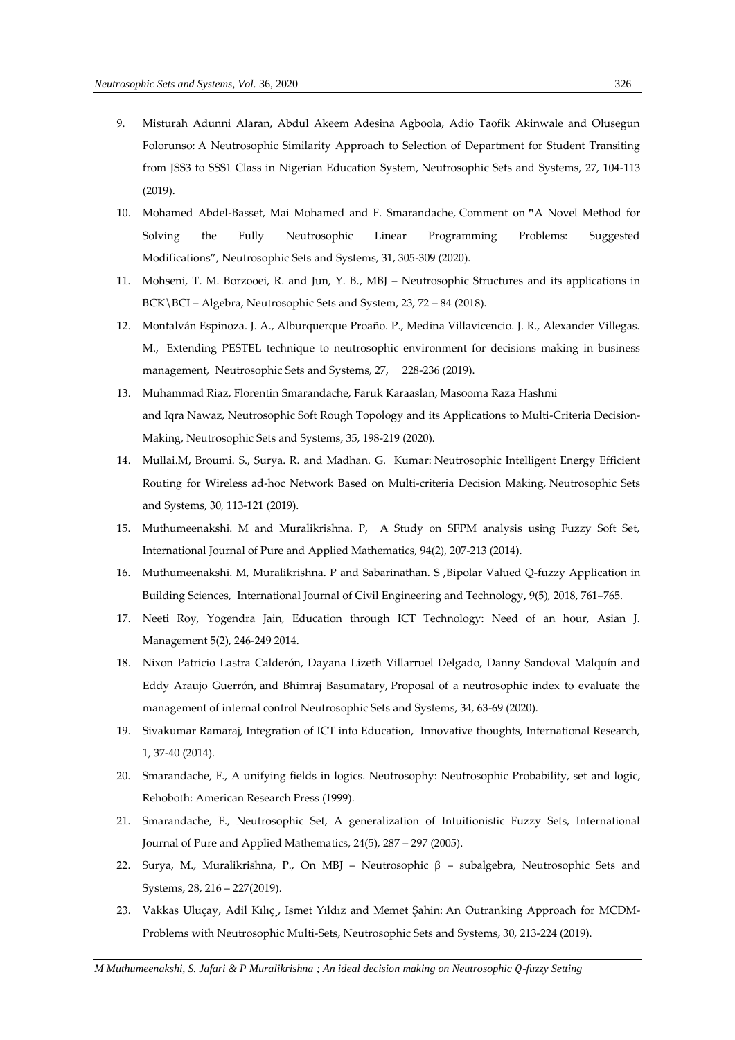9. Misturah Adunni Alaran, Abdul Akeem Adesina Agboola, Adio Taofik Akinwale and Olusegun Folorunso: A Neutrosophic Similarity Approach to Selection of Department for Student Transiting from JSS3 to SSS1 Class in Nigerian Education System, Neutrosophic Sets and Systems, 27, 104-113 (2019).
10. Mohamed Abdel-Basset, Mai Mohamed and F. Smarandache, Comment on "A Novel Method for Solving the Fully Neutrosophic Linear Programming Problems: Suggested Modifications", Neutrosophic Sets and Systems, 31, 305-309 (2020).
11. Mohseni, T. M. Borzooei, R. and Jun, Y. B., MBJ – Neutrosophic Structures and its applications in BCK\BCI – Algebra, Neutrosophic Sets and System, 23, 72 – 84 (2018).
12. Montalván Espinoza. J. A., Alburquerque Proaño. P., Medina Villavicencio. J. R., Alexander Villegas. M., Extending PESTEL technique to neutrosophic environment for decisions making in business management, Neutrosophic Sets and Systems, 27, 228-236 (2019).
13. Muhammad Riaz, Florentin Smarandache, Faruk Karaaslan, Masooma Raza Hashmi and Iqra Nawaz, Neutrosophic Soft Rough Topology and its Applications to Multi-Criteria Decision-Making, Neutrosophic Sets and Systems, 35, 198-219 (2020).
14. Mullai.M, Broumi. S., Surya. R. and Madhan. G. Kumar: Neutrosophic Intelligent Energy Efficient Routing for Wireless ad-hoc Network Based on Multi-criteria Decision Making, Neutrosophic Sets and Systems, 30, 113-121 (2019).
15. Muthumeenakshi. M and Muralikrishna. P, A Study on SFPM analysis using Fuzzy Soft Set, International Journal of Pure and Applied Mathematics, 94(2), 207-213 (2014).
16. Muthumeenakshi. M, Muralikrishna. P and Sabarinathan. S ,Bipolar Valued Q-fuzzy Application in Building Sciences, International Journal of Civil Engineering and Technology**,** 9(5), 2018, 761–765.
17. Neeti Roy, Yogendra Jain, Education through ICT Technology: Need of an hour, Asian J. Management 5(2), 246-249 2014.
18. Nixon Patricio Lastra Calderón, Dayana Lizeth Villarruel Delgado, Danny Sandoval Malquín and Eddy Araujo Guerrón, and Bhimraj Basumatary, Proposal of a neutrosophic index to evaluate the management of internal control Neutrosophic Sets and Systems, 34, 63-69 (2020).
19. Sivakumar Ramaraj, Integration of ICT into Education, Innovative thoughts, International Research, 1, 37-40 (2014).
20. Smarandache, F., A unifying fields in logics. Neutrosophy: Neutrosophic Probability, set and logic, Rehoboth: American Research Press (1999).
21. Smarandache, F., Neutrosophic Set, A generalization of Intuitionistic Fuzzy Sets, International Journal of Pure and Applied Mathematics, 24(5), 287 – 297 (2005).
22. Surya, M., Muralikrishna, P., On MBJ – Neutrosophic β – subalgebra, Neutrosophic Sets and Systems, 28, 216 – 227(2019).
23. Vakkas Uluçay, Adil Kılıç,, Ismet Yıldız and Memet Şahin: An Outranking Approach for MCDM-Problems with Neutrosophic Multi-Sets, Neutrosophic Sets and Systems, 30, 213-224 (2019).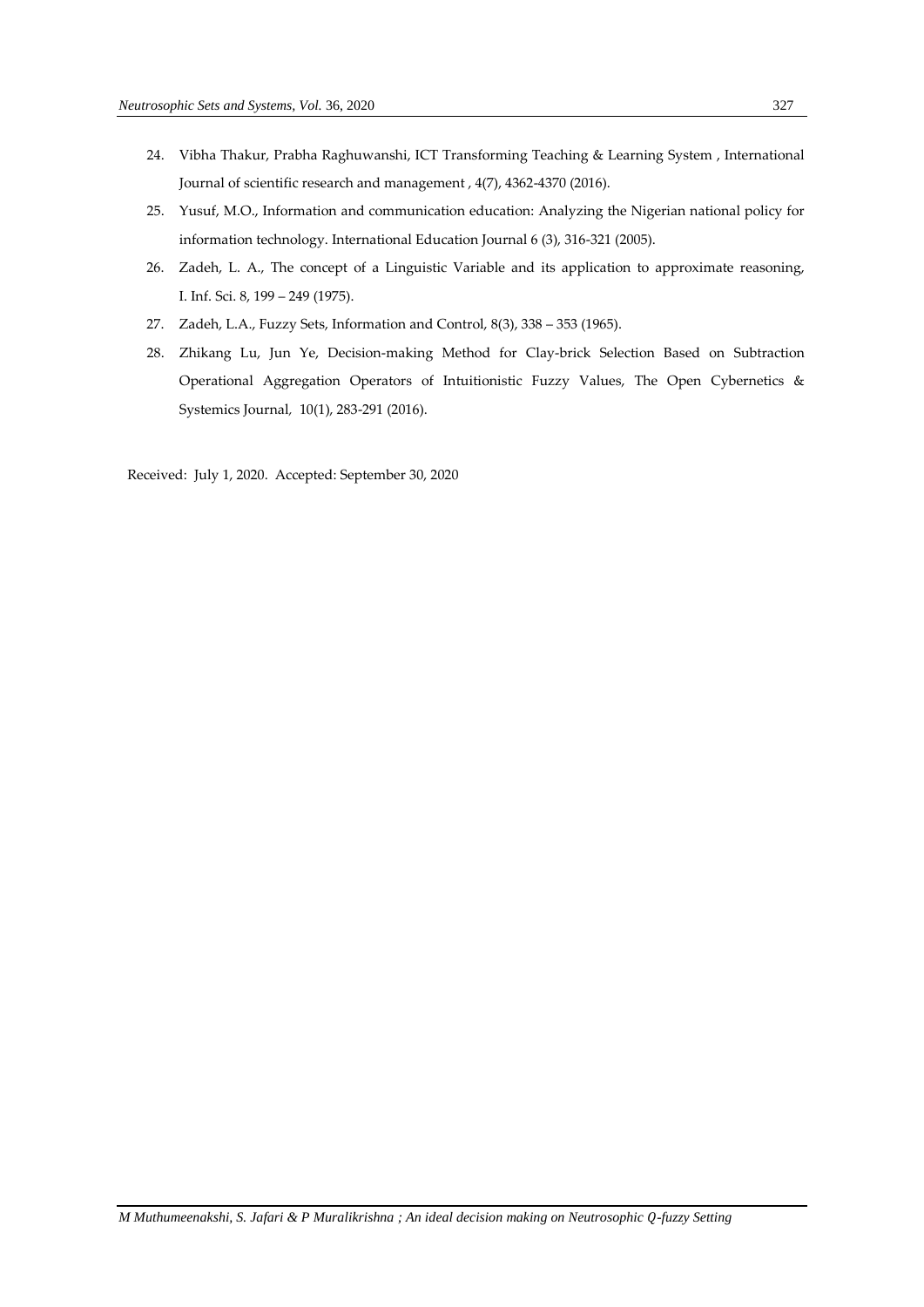24. Vibha Thakur, Prabha Raghuwanshi, ICT Transforming Teaching & Learning System , International Journal of scientific research and management , 4(7), 4362-4370 (2016).
25. Yusuf, M.O., Information and communication education: Analyzing the Nigerian national policy for information technology. International Education Journal 6 (3), 316-321 (2005).
26. Zadeh, L. A., The concept of a Linguistic Variable and its application to approximate reasoning, I. Inf. Sci. 8, 199 – 249 (1975).
27. Zadeh, L.A., Fuzzy Sets, Information and Control, 8(3), 338 – 353 (1965).
28. Zhikang Lu, Jun Ye, Decision-making Method for Clay-brick Selection Based on Subtraction Operational Aggregation Operators of Intuitionistic Fuzzy Values, The Open Cybernetics & Systemics Journal, 10(1), 283-291 (2016).

Received: July 1, 2020. Accepted: September 30, 2020